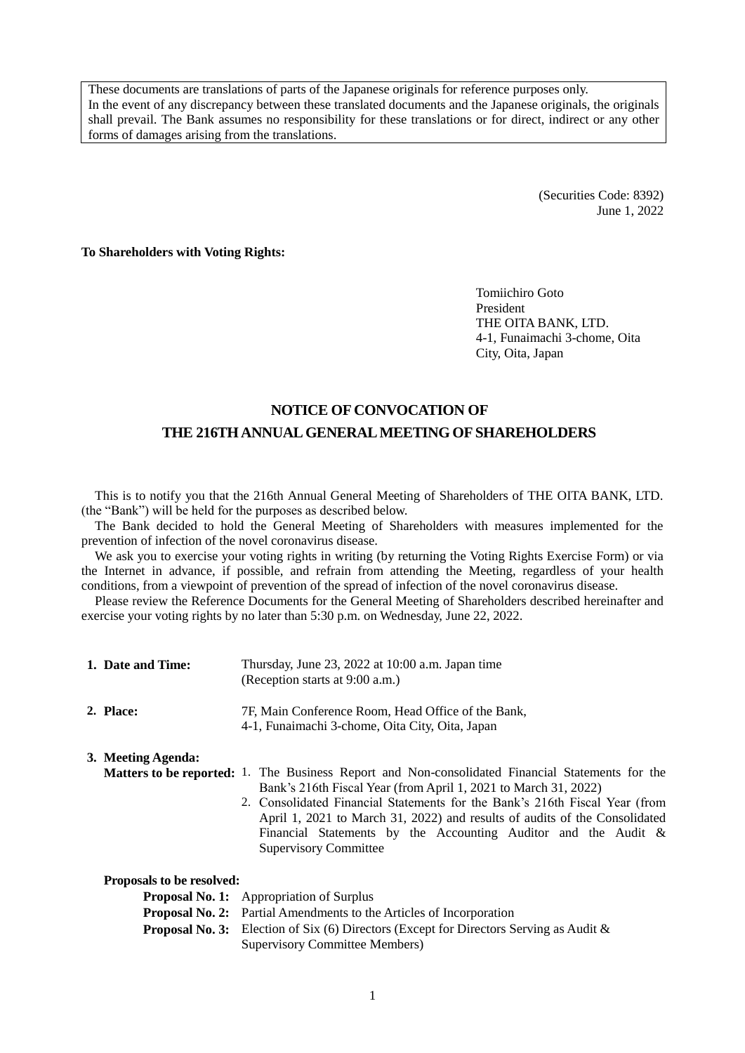These documents are translations of parts of the Japanese originals for reference purposes only.
In the event of any discrepancy between these translated documents and the Japanese originals, the originals shall prevail. The Bank assumes no responsibility for these translations or for direct, indirect or any other forms of damages arising from the translations.

(Securities Code: 8392)
June 1, 2022

**To Shareholders with Voting Rights:**

Tomiichiro Goto
President
THE OITA BANK, LTD.
4-1, Funaimachi 3-chome, Oita City, Oita, Japan

# NOTICE OF CONVOCATION OF THE 216TH ANNUAL GENERAL MEETING OF SHAREHOLDERS

This is to notify you that the 216th Annual General Meeting of Shareholders of THE OITA BANK, LTD. (the "Bank") will be held for the purposes as described below.

The Bank decided to hold the General Meeting of Shareholders with measures implemented for the prevention of infection of the novel coronavirus disease.

We ask you to exercise your voting rights in writing (by returning the Voting Rights Exercise Form) or via the Internet in advance, if possible, and refrain from attending the Meeting, regardless of your health conditions, from a viewpoint of prevention of the spread of infection of the novel coronavirus disease.

Please review the Reference Documents for the General Meeting of Shareholders described hereinafter and exercise your voting rights by no later than 5:30 p.m. on Wednesday, June 22, 2022.

**1. Date and Time:** Thursday, June 23, 2022 at 10:00 a.m. Japan time
(Reception starts at 9:00 a.m.)

**2. Place:** 7F, Main Conference Room, Head Office of the Bank,
4-1, Funaimachi 3-chome, Oita City, Oita, Japan

**3. Meeting Agenda:**

**Matters to be reported:**

1. The Business Report and Non-consolidated Financial Statements for the Bank's 216th Fiscal Year (from April 1, 2021 to March 31, 2022)
2. Consolidated Financial Statements for the Bank's 216th Fiscal Year (from April 1, 2021 to March 31, 2022) and results of audits of the Consolidated Financial Statements by the Accounting Auditor and the Audit & Supervisory Committee

**Proposals to be resolved:**

**Proposal No. 1:** Appropriation of Surplus
**Proposal No. 2:** Partial Amendments to the Articles of Incorporation
**Proposal No. 3:** Election of Six (6) Directors (Except for Directors Serving as Audit & Supervisory Committee Members)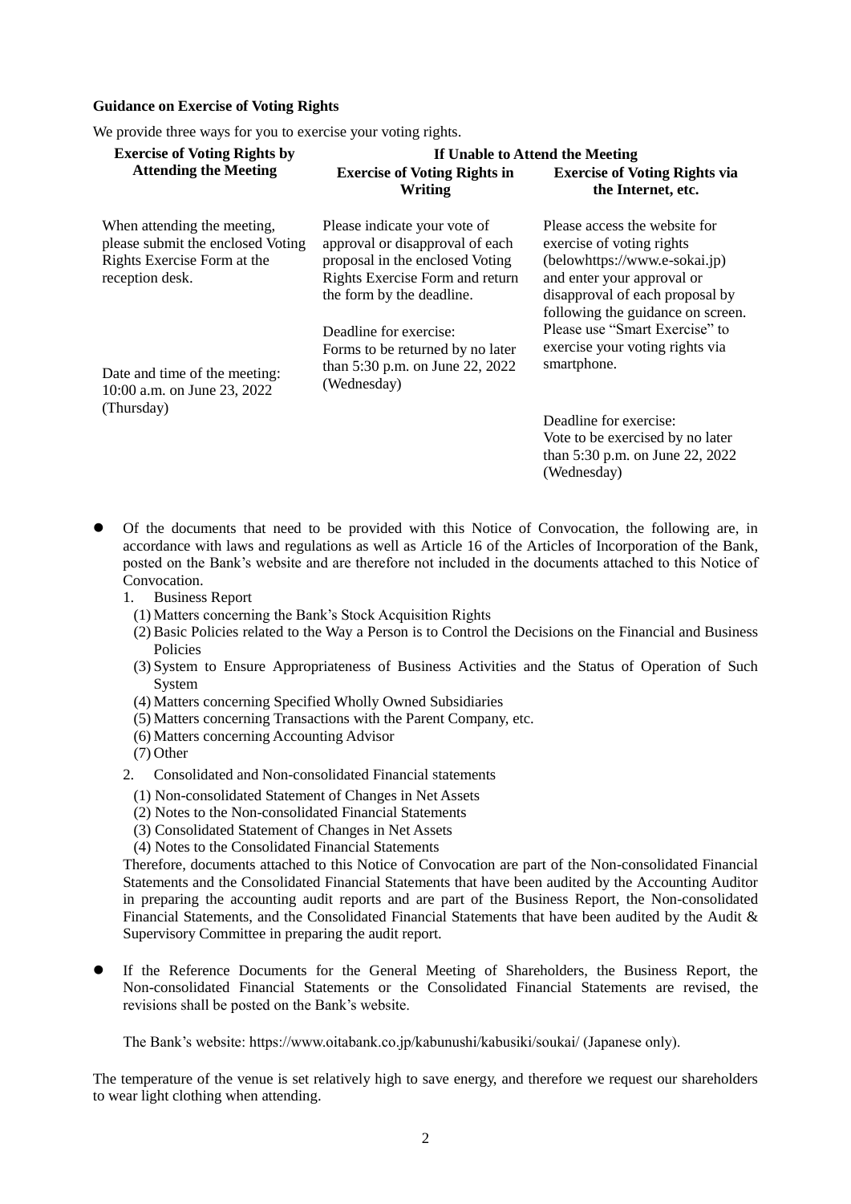**Guidance on Exercise of Voting Rights**

We provide three ways for you to exercise your voting rights.

| Exercise of Voting Rights by Attending the Meeting | If Unable to Attend the Meeting | |
|---|---|---|
| | **Exercise of Voting Rights in Writing** | **Exercise of Voting Rights via the Internet, etc.** |
| When attending the meeting, please submit the enclosed Voting Rights Exercise Form at the reception desk.<br><br>Date and time of the meeting:<br>10:00 a.m. on June 23, 2022 (Thursday) | Please indicate your vote of approval or disapproval of each proposal in the enclosed Voting Rights Exercise Form and return the form by the deadline.<br><br>Deadline for exercise:<br>Forms to be returned by no later than 5:30 p.m. on June 22, 2022 (Wednesday) | Please access the website for exercise of voting rights (belowhttps://www.e-sokai.jp) and enter your approval or disapproval of each proposal by following the guidance on screen.<br>Please use "Smart Exercise" to exercise your voting rights via smartphone.<br><br>Deadline for exercise:<br>Vote to be exercised by no later than 5:30 p.m. on June 22, 2022 (Wednesday) |

- Of the documents that need to be provided with this Notice of Convocation, the following are, in accordance with laws and regulations as well as Article 16 of the Articles of Incorporation of the Bank, posted on the Bank's website and are therefore not included in the documents attached to this Notice of Convocation.
  1. Business Report
     (1) Matters concerning the Bank's Stock Acquisition Rights
     (2) Basic Policies related to the Way a Person is to Control the Decisions on the Financial and Business Policies
     (3) System to Ensure Appropriateness of Business Activities and the Status of Operation of Such System
     (4) Matters concerning Specified Wholly Owned Subsidiaries
     (5) Matters concerning Transactions with the Parent Company, etc.
     (6) Matters concerning Accounting Advisor
     (7) Other
  2. Consolidated and Non-consolidated Financial statements
     (1) Non-consolidated Statement of Changes in Net Assets
     (2) Notes to the Non-consolidated Financial Statements
     (3) Consolidated Statement of Changes in Net Assets
     (4) Notes to the Consolidated Financial Statements

  Therefore, documents attached to this Notice of Convocation are part of the Non-consolidated Financial Statements and the Consolidated Financial Statements that have been audited by the Accounting Auditor in preparing the accounting audit reports and are part of the Business Report, the Non-consolidated Financial Statements, and the Consolidated Financial Statements that have been audited by the Audit & Supervisory Committee in preparing the audit report.

- If the Reference Documents for the General Meeting of Shareholders, the Business Report, the Non-consolidated Financial Statements or the Consolidated Financial Statements are revised, the revisions shall be posted on the Bank's website.

  The Bank's website: https://www.oitabank.co.jp/kabunushi/kabusiki/soukai/ (Japanese only).

The temperature of the venue is set relatively high to save energy, and therefore we request our shareholders to wear light clothing when attending.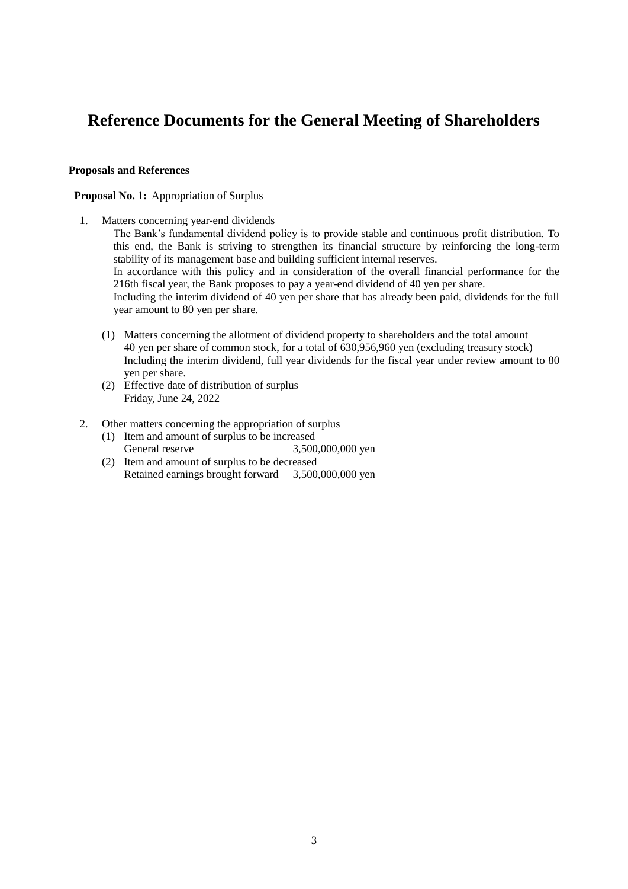# Reference Documents for the General Meeting of Shareholders

**Proposals and References**

**Proposal No. 1:** Appropriation of Surplus

1. Matters concerning year-end dividends

   The Bank's fundamental dividend policy is to provide stable and continuous profit distribution. To this end, the Bank is striving to strengthen its financial structure by reinforcing the long-term stability of its management base and building sufficient internal reserves.

   In accordance with this policy and in consideration of the overall financial performance for the 216th fiscal year, the Bank proposes to pay a year-end dividend of 40 yen per share.

   Including the interim dividend of 40 yen per share that has already been paid, dividends for the full year amount to 80 yen per share.

   (1) Matters concerning the allotment of dividend property to shareholders and the total amount
       40 yen per share of common stock, for a total of 630,956,960 yen (excluding treasury stock)
       Including the interim dividend, full year dividends for the fiscal year under review amount to 80 yen per share.

   (2) Effective date of distribution of surplus
       Friday, June 24, 2022

2. Other matters concerning the appropriation of surplus

   (1) Item and amount of surplus to be increased
       General reserve 3,500,000,000 yen

   (2) Item and amount of surplus to be decreased
       Retained earnings brought forward 3,500,000,000 yen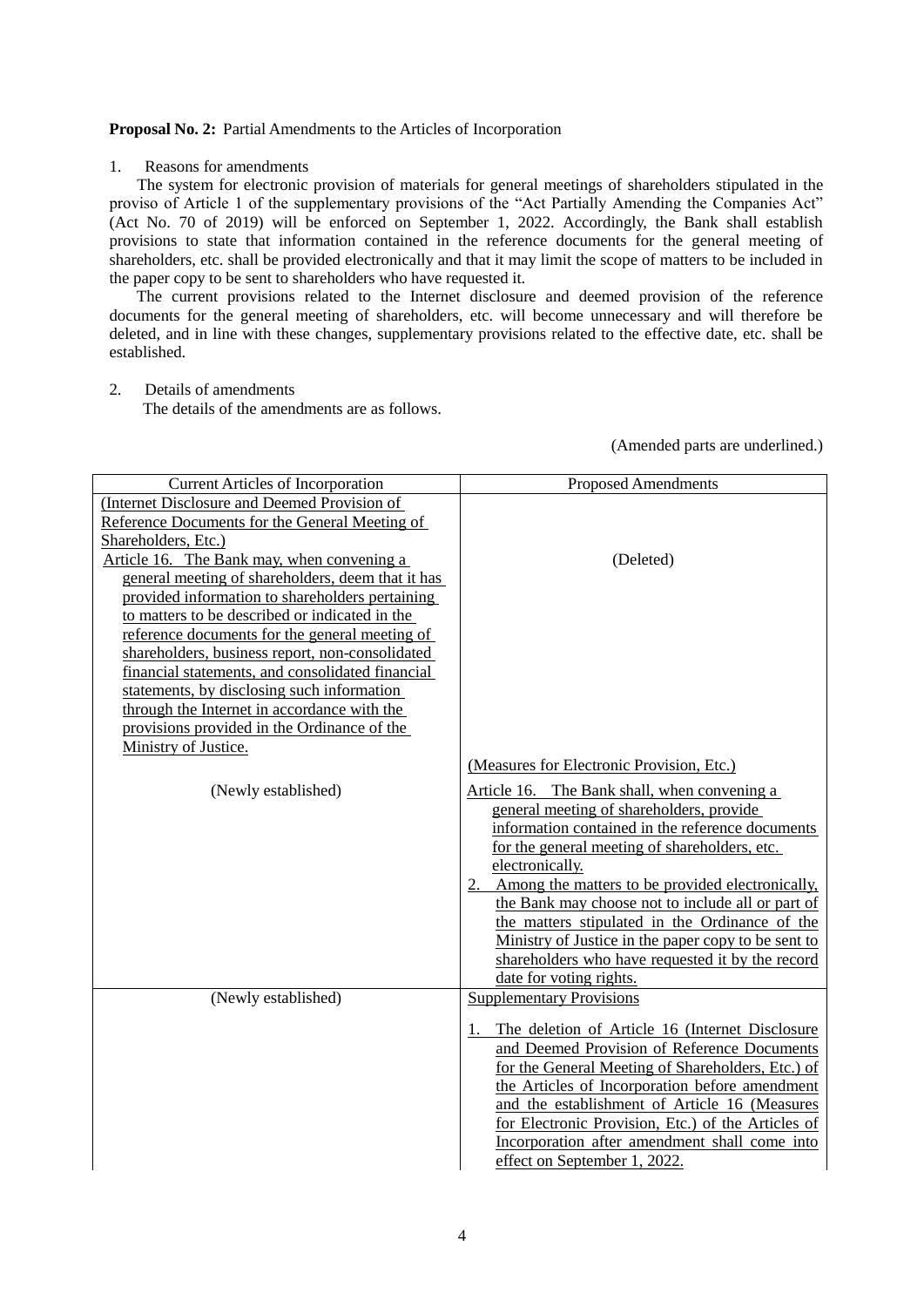**Proposal No. 2:** Partial Amendments to the Articles of Incorporation

1. Reasons for amendments

The system for electronic provision of materials for general meetings of shareholders stipulated in the proviso of Article 1 of the supplementary provisions of the "Act Partially Amending the Companies Act" (Act No. 70 of 2019) will be enforced on September 1, 2022. Accordingly, the Bank shall establish provisions to state that information contained in the reference documents for the general meeting of shareholders, etc. shall be provided electronically and that it may limit the scope of matters to be included in the paper copy to be sent to shareholders who have requested it.

The current provisions related to the Internet disclosure and deemed provision of the reference documents for the general meeting of shareholders, etc. will become unnecessary and will therefore be deleted, and in line with these changes, supplementary provisions related to the effective date, etc. shall be established.

2. Details of amendments

The details of the amendments are as follows.

(Amended parts are underlined.)

| Current Articles of Incorporation | Proposed Amendments |
|---|---|
| (Internet Disclosure and Deemed Provision of Reference Documents for the General Meeting of Shareholders, Etc.)<br>Article 16. The Bank may, when convening a general meeting of shareholders, deem that it has provided information to shareholders pertaining to matters to be described or indicated in the reference documents for the general meeting of shareholders, business report, non-consolidated financial statements, and consolidated financial statements, by disclosing such information through the Internet in accordance with the provisions provided in the Ordinance of the Ministry of Justice. | (Deleted) |
| (Newly established) | (Measures for Electronic Provision, Etc.)<br>Article 16. The Bank shall, when convening a general meeting of shareholders, provide information contained in the reference documents for the general meeting of shareholders, etc. electronically.<br>2. Among the matters to be provided electronically, the Bank may choose not to include all or part of the matters stipulated in the Ordinance of the Ministry of Justice in the paper copy to be sent to shareholders who have requested it by the record date for voting rights. |
| (Newly established) | Supplementary Provisions<br>1. The deletion of Article 16 (Internet Disclosure and Deemed Provision of Reference Documents for the General Meeting of Shareholders, Etc.) of the Articles of Incorporation before amendment and the establishment of Article 16 (Measures for Electronic Provision, Etc.) of the Articles of Incorporation after amendment shall come into effect on September 1, 2022. |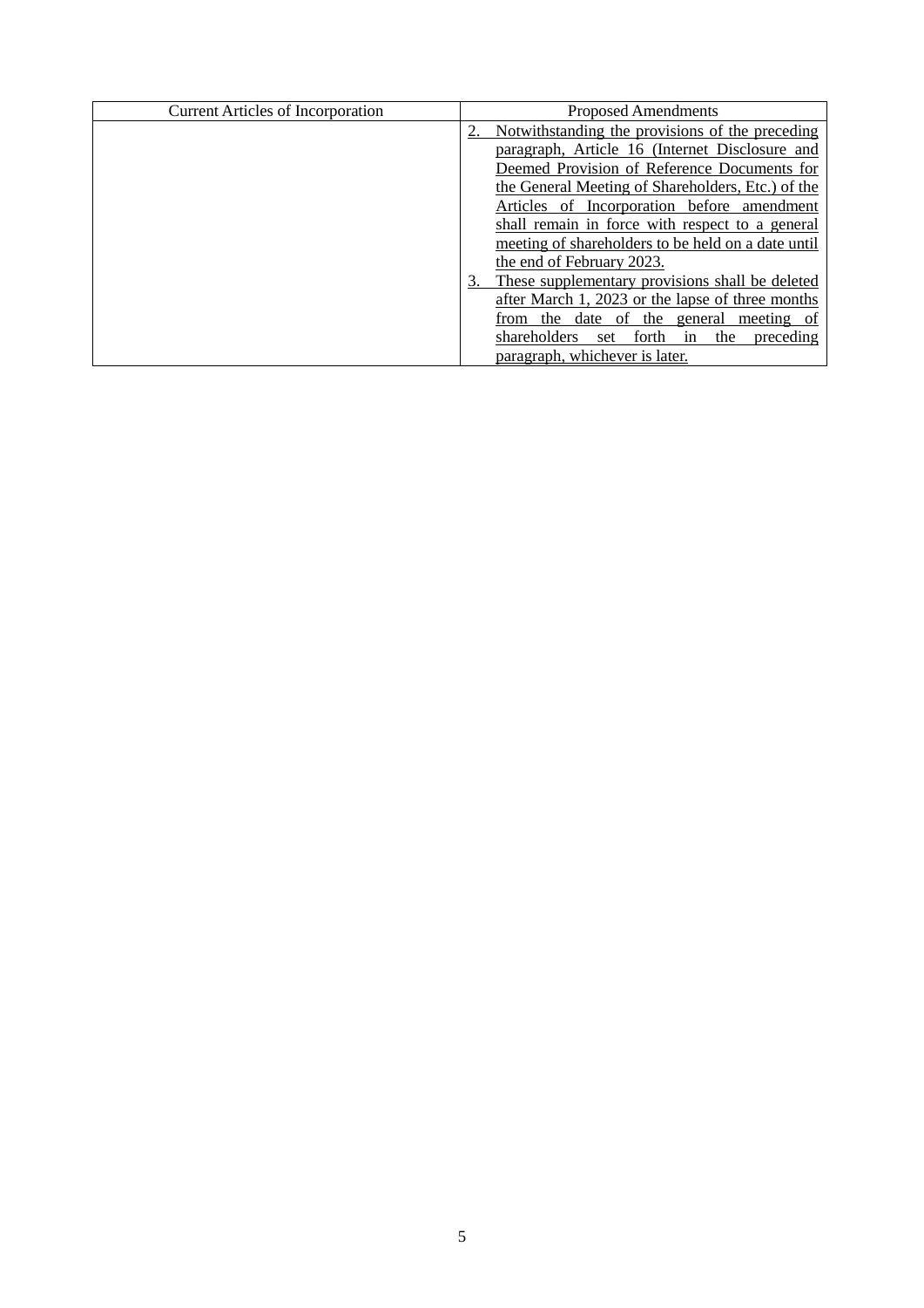| Current Articles of Incorporation | Proposed Amendments |
| --- | --- |
| | 2. Notwithstanding the provisions of the preceding paragraph, Article 16 (Internet Disclosure and Deemed Provision of Reference Documents for the General Meeting of Shareholders, Etc.) of the Articles of Incorporation before amendment shall remain in force with respect to a general meeting of shareholders to be held on a date until the end of February 2023.<br>3. These supplementary provisions shall be deleted after March 1, 2023 or the lapse of three months from the date of the general meeting of shareholders set forth in the preceding paragraph, whichever is later. |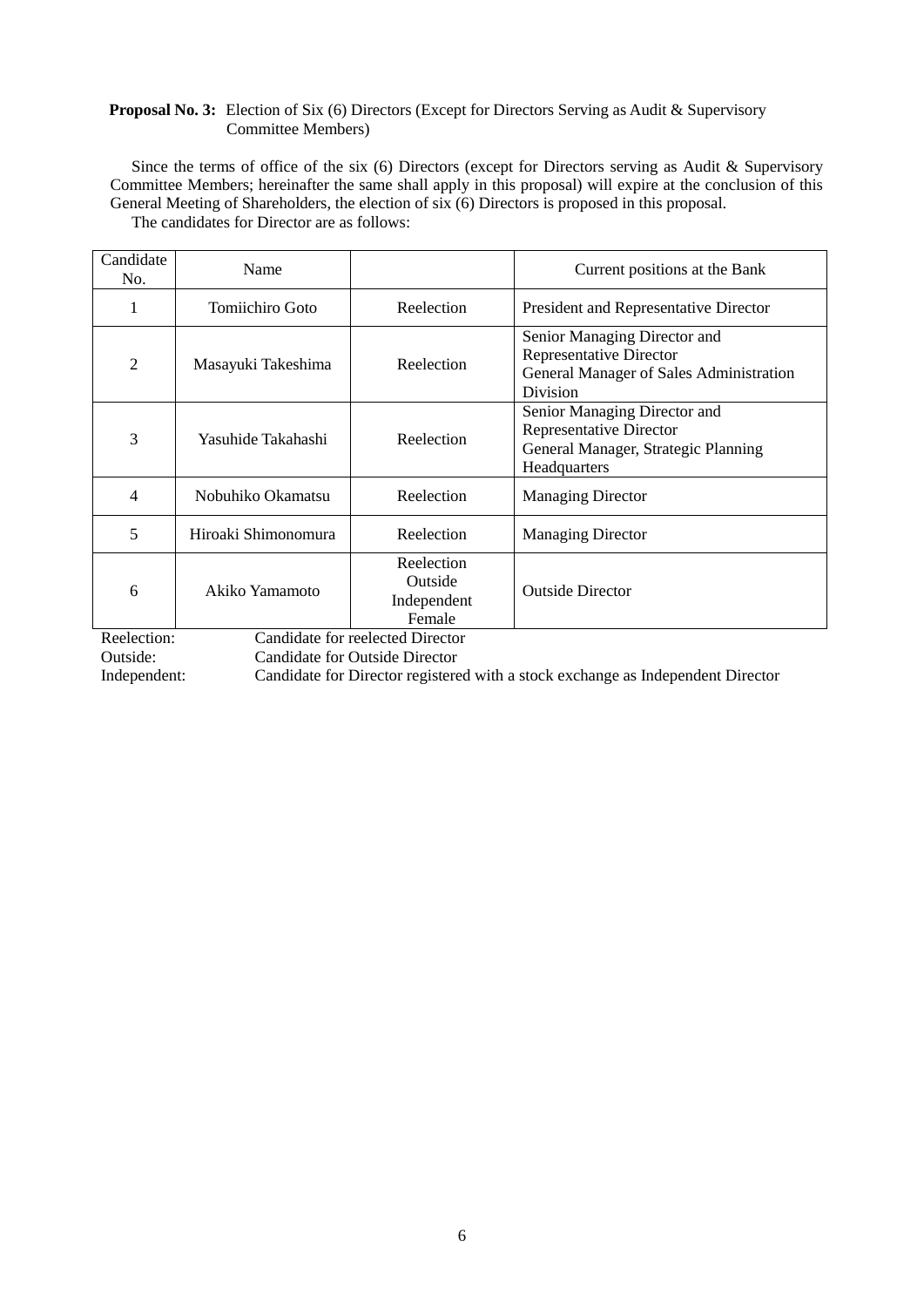**Proposal No. 3:** Election of Six (6) Directors (Except for Directors Serving as Audit & Supervisory Committee Members)

Since the terms of office of the six (6) Directors (except for Directors serving as Audit & Supervisory Committee Members; hereinafter the same shall apply in this proposal) will expire at the conclusion of this General Meeting of Shareholders, the election of six (6) Directors is proposed in this proposal.

The candidates for Director are as follows:

| Candidate No. | Name | | Current positions at the Bank |
|---|---|---|---|
| 1 | Tomiichiro Goto | Reelection | President and Representative Director |
| 2 | Masayuki Takeshima | Reelection | Senior Managing Director and Representative Director<br>General Manager of Sales Administration Division |
| 3 | Yasuhide Takahashi | Reelection | Senior Managing Director and Representative Director<br>General Manager, Strategic Planning Headquarters |
| 4 | Nobuhiko Okamatsu | Reelection | Managing Director |
| 5 | Hiroaki Shimonomura | Reelection | Managing Director |
| 6 | Akiko Yamamoto | Reelection<br>Outside<br>Independent<br>Female | Outside Director |

Reelection: Candidate for reelected Director
Outside: Candidate for Outside Director
Independent: Candidate for Director registered with a stock exchange as Independent Director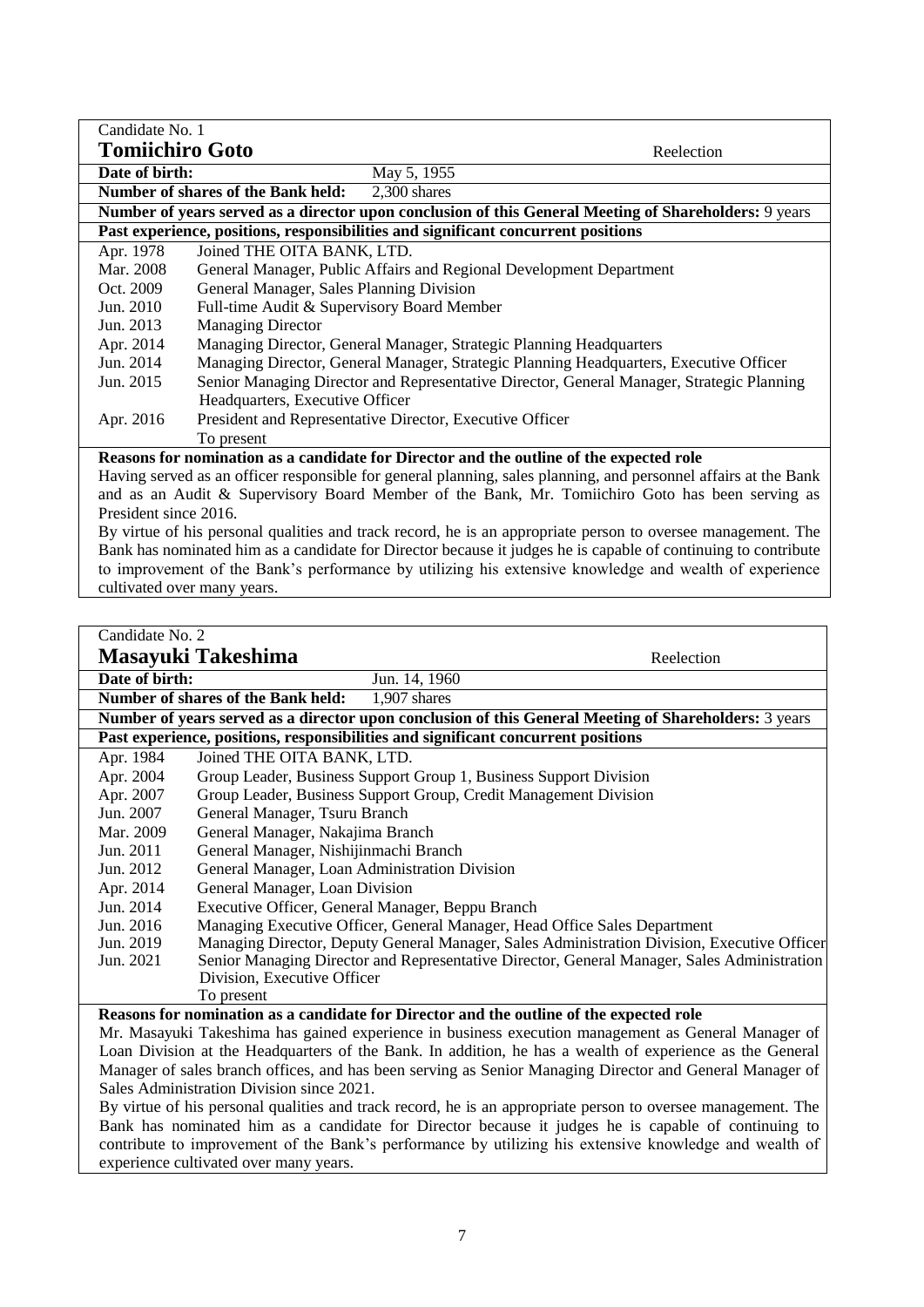Candidate No. 1

**Tomiichiro Goto** — Reelection

**Date of birth:** May 5, 1955

**Number of shares of the Bank held:** 2,300 shares

**Number of years served as a director upon conclusion of this General Meeting of Shareholders:** 9 years

**Past experience, positions, responsibilities and significant concurrent positions**

| | |
|---|---|
| Apr. 1978 | Joined THE OITA BANK, LTD. |
| Mar. 2008 | General Manager, Public Affairs and Regional Development Department |
| Oct. 2009 | General Manager, Sales Planning Division |
| Jun. 2010 | Full-time Audit & Supervisory Board Member |
| Jun. 2013 | Managing Director |
| Apr. 2014 | Managing Director, General Manager, Strategic Planning Headquarters |
| Jun. 2014 | Managing Director, General Manager, Strategic Planning Headquarters, Executive Officer |
| Jun. 2015 | Senior Managing Director and Representative Director, General Manager, Strategic Planning Headquarters, Executive Officer |
| Apr. 2016 | President and Representative Director, Executive Officer<br>To present |

**Reasons for nomination as a candidate for Director and the outline of the expected role**

Having served as an officer responsible for general planning, sales planning, and personnel affairs at the Bank and as an Audit & Supervisory Board Member of the Bank, Mr. Tomiichiro Goto has been serving as President since 2016.

By virtue of his personal qualities and track record, he is an appropriate person to oversee management. The Bank has nominated him as a candidate for Director because it judges he is capable of continuing to contribute to improvement of the Bank's performance by utilizing his extensive knowledge and wealth of experience cultivated over many years.

Candidate No. 2

**Masayuki Takeshima** — Reelection

**Date of birth:** Jun. 14, 1960

**Number of shares of the Bank held:** 1,907 shares

**Number of years served as a director upon conclusion of this General Meeting of Shareholders:** 3 years

**Past experience, positions, responsibilities and significant concurrent positions**

| | |
|---|---|
| Apr. 1984 | Joined THE OITA BANK, LTD. |
| Apr. 2004 | Group Leader, Business Support Group 1, Business Support Division |
| Apr. 2007 | Group Leader, Business Support Group, Credit Management Division |
| Jun. 2007 | General Manager, Tsuru Branch |
| Mar. 2009 | General Manager, Nakajima Branch |
| Jun. 2011 | General Manager, Nishijinmachi Branch |
| Jun. 2012 | General Manager, Loan Administration Division |
| Apr. 2014 | General Manager, Loan Division |
| Jun. 2014 | Executive Officer, General Manager, Beppu Branch |
| Jun. 2016 | Managing Executive Officer, General Manager, Head Office Sales Department |
| Jun. 2019 | Managing Director, Deputy General Manager, Sales Administration Division, Executive Officer |
| Jun. 2021 | Senior Managing Director and Representative Director, General Manager, Sales Administration Division, Executive Officer<br>To present |

**Reasons for nomination as a candidate for Director and the outline of the expected role**

Mr. Masayuki Takeshima has gained experience in business execution management as General Manager of Loan Division at the Headquarters of the Bank. In addition, he has a wealth of experience as the General Manager of sales branch offices, and has been serving as Senior Managing Director and General Manager of Sales Administration Division since 2021.

By virtue of his personal qualities and track record, he is an appropriate person to oversee management. The Bank has nominated him as a candidate for Director because it judges he is capable of continuing to contribute to improvement of the Bank's performance by utilizing his extensive knowledge and wealth of experience cultivated over many years.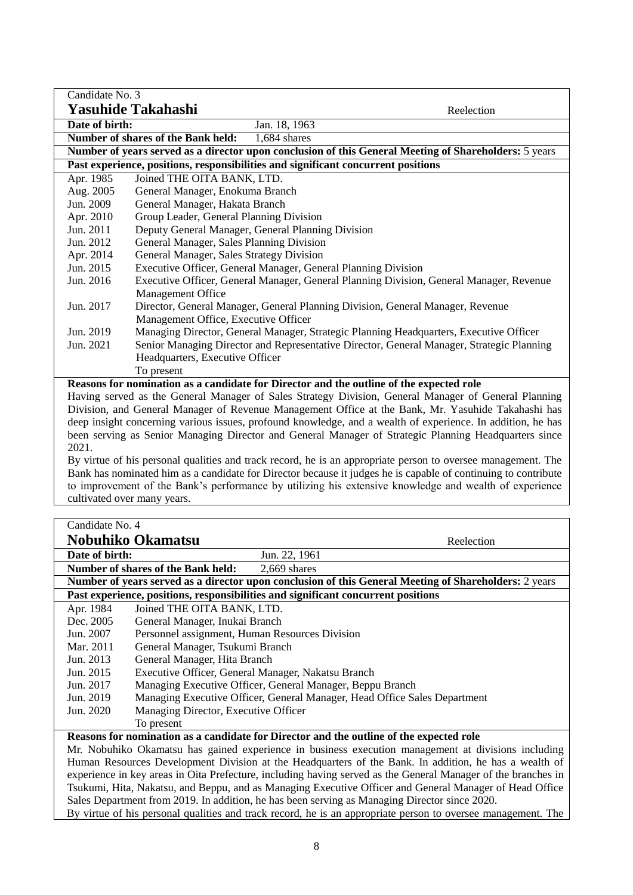Candidate No. 3

**Yasuhide Takahashi** Reelection

**Date of birth:** Jan. 18, 1963

**Number of shares of the Bank held:** 1,684 shares

**Number of years served as a director upon conclusion of this General Meeting of Shareholders:** 5 years

**Past experience, positions, responsibilities and significant concurrent positions**

| | |
|---|---|
| Apr. 1985 | Joined THE OITA BANK, LTD. |
| Aug. 2005 | General Manager, Enokuma Branch |
| Jun. 2009 | General Manager, Hakata Branch |
| Apr. 2010 | Group Leader, General Planning Division |
| Jun. 2011 | Deputy General Manager, General Planning Division |
| Jun. 2012 | General Manager, Sales Planning Division |
| Apr. 2014 | General Manager, Sales Strategy Division |
| Jun. 2015 | Executive Officer, General Manager, General Planning Division |
| Jun. 2016 | Executive Officer, General Manager, General Planning Division, General Manager, Revenue Management Office |
| Jun. 2017 | Director, General Manager, General Planning Division, General Manager, Revenue Management Office, Executive Officer |
| Jun. 2019 | Managing Director, General Manager, Strategic Planning Headquarters, Executive Officer |
| Jun. 2021 | Senior Managing Director and Representative Director, General Manager, Strategic Planning Headquarters, Executive Officer<br>To present |

**Reasons for nomination as a candidate for Director and the outline of the expected role**

Having served as the General Manager of Sales Strategy Division, General Manager of General Planning Division, and General Manager of Revenue Management Office at the Bank, Mr. Yasuhide Takahashi has deep insight concerning various issues, profound knowledge, and a wealth of experience. In addition, he has been serving as Senior Managing Director and General Manager of Strategic Planning Headquarters since 2021.

By virtue of his personal qualities and track record, he is an appropriate person to oversee management. The Bank has nominated him as a candidate for Director because it judges he is capable of continuing to contribute to improvement of the Bank's performance by utilizing his extensive knowledge and wealth of experience cultivated over many years.

Candidate No. 4

**Nobuhiko Okamatsu** Reelection

**Date of birth:** Jun. 22, 1961

**Number of shares of the Bank held:** 2,669 shares

**Number of years served as a director upon conclusion of this General Meeting of Shareholders:** 2 years

**Past experience, positions, responsibilities and significant concurrent positions**

| | |
|---|---|
| Apr. 1984 | Joined THE OITA BANK, LTD. |
| Dec. 2005 | General Manager, Inukai Branch |
| Jun. 2007 | Personnel assignment, Human Resources Division |
| Mar. 2011 | General Manager, Tsukumi Branch |
| Jun. 2013 | General Manager, Hita Branch |
| Jun. 2015 | Executive Officer, General Manager, Nakatsu Branch |
| Jun. 2017 | Managing Executive Officer, General Manager, Beppu Branch |
| Jun. 2019 | Managing Executive Officer, General Manager, Head Office Sales Department |
| Jun. 2020 | Managing Director, Executive Officer<br>To present |

**Reasons for nomination as a candidate for Director and the outline of the expected role**

Mr. Nobuhiko Okamatsu has gained experience in business execution management at divisions including Human Resources Development Division at the Headquarters of the Bank. In addition, he has a wealth of experience in key areas in Oita Prefecture, including having served as the General Manager of the branches in Tsukumi, Hita, Nakatsu, and Beppu, and as Managing Executive Officer and General Manager of Head Office Sales Department from 2019. In addition, he has been serving as Managing Director since 2020.

By virtue of his personal qualities and track record, he is an appropriate person to oversee management. The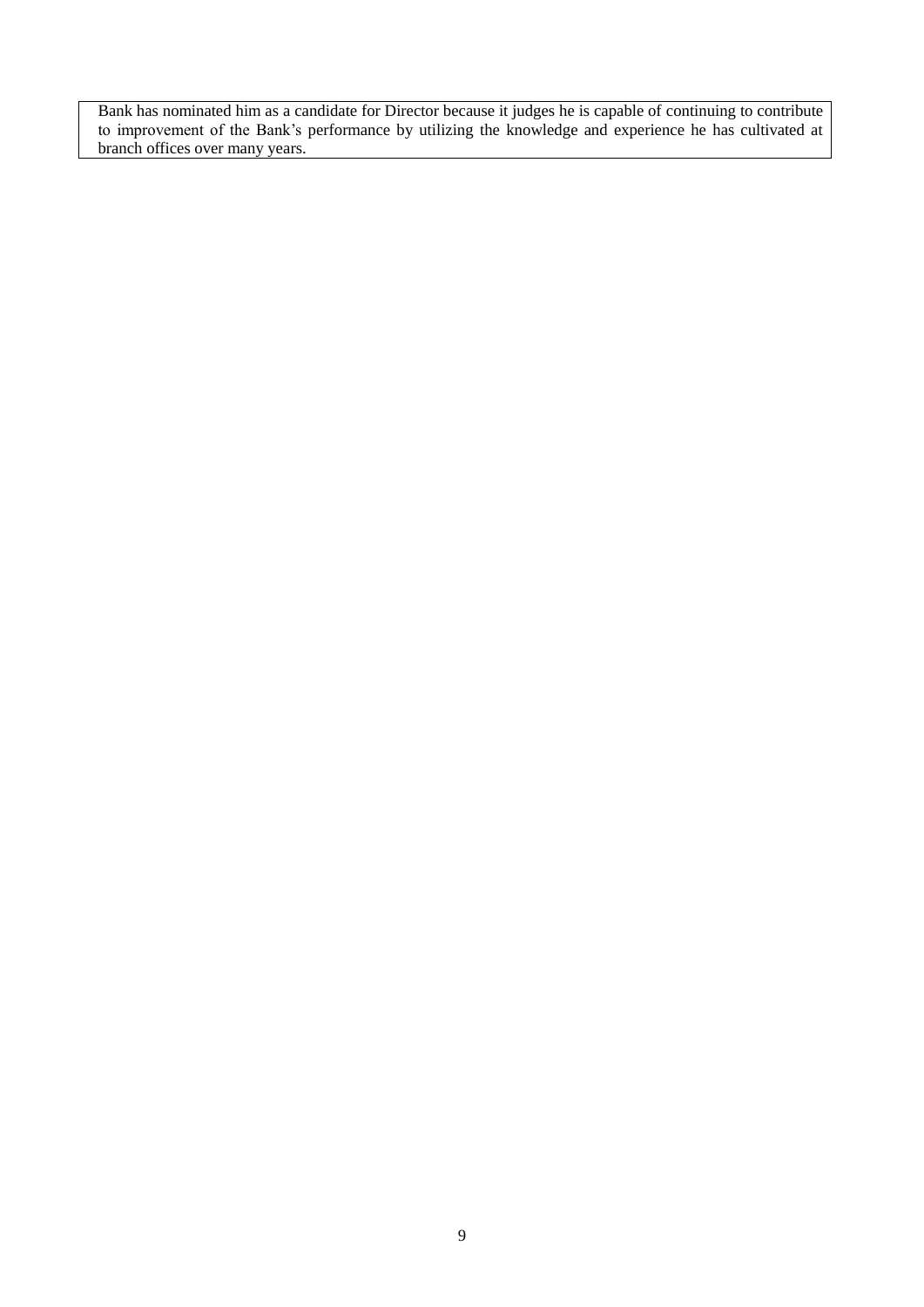Bank has nominated him as a candidate for Director because it judges he is capable of continuing to contribute to improvement of the Bank's performance by utilizing the knowledge and experience he has cultivated at branch offices over many years.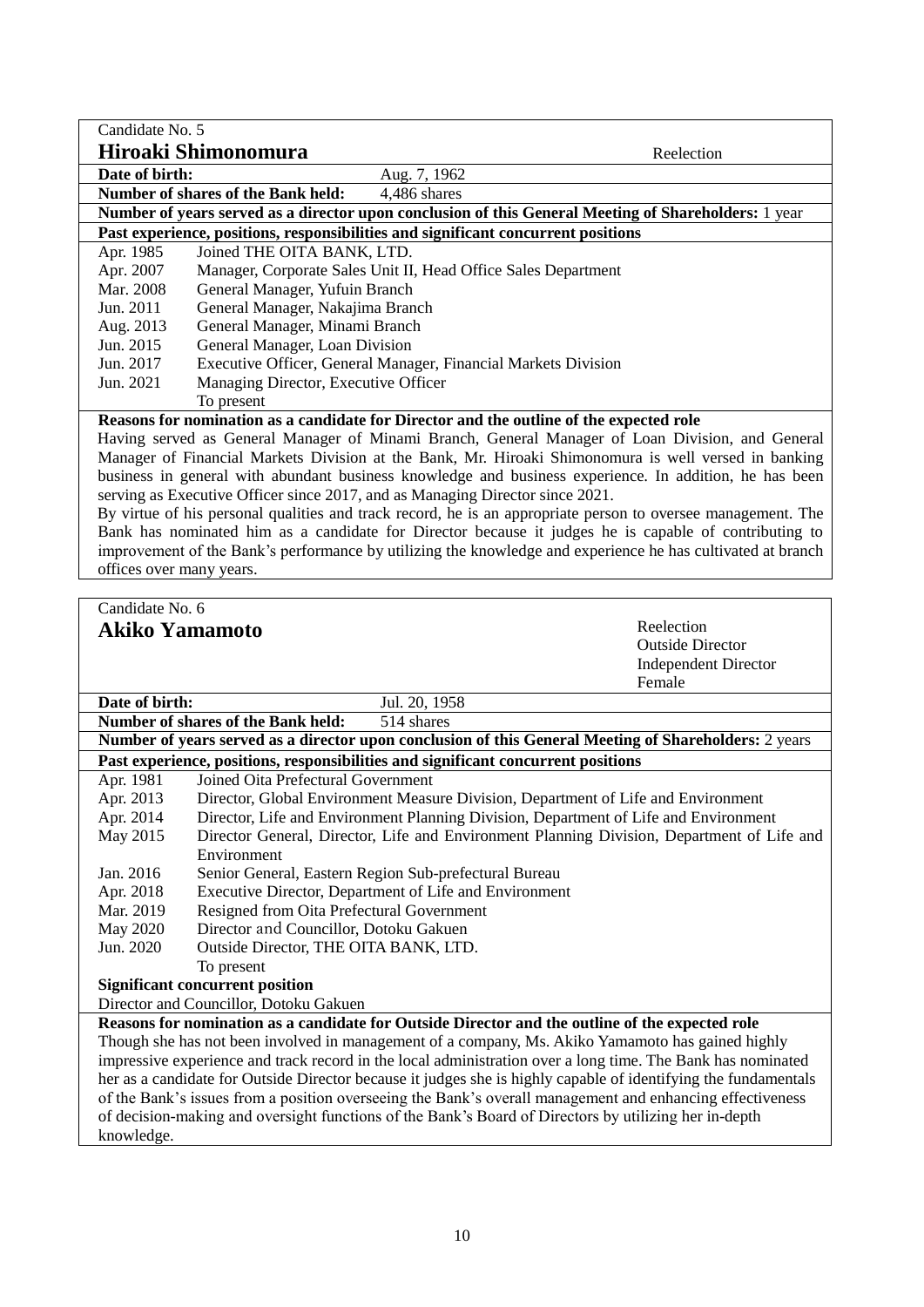Candidate No. 5

## Hiroaki Shimonomura

Reelection

**Date of birth:** Aug. 7, 1962

**Number of shares of the Bank held:** 4,486 shares

**Number of years served as a director upon conclusion of this General Meeting of Shareholders:** 1 year

**Past experience, positions, responsibilities and significant concurrent positions**

| | |
|---|---|
| Apr. 1985 | Joined THE OITA BANK, LTD. |
| Apr. 2007 | Manager, Corporate Sales Unit II, Head Office Sales Department |
| Mar. 2008 | General Manager, Yufuin Branch |
| Jun. 2011 | General Manager, Nakajima Branch |
| Aug. 2013 | General Manager, Minami Branch |
| Jun. 2015 | General Manager, Loan Division |
| Jun. 2017 | Executive Officer, General Manager, Financial Markets Division |
| Jun. 2021 | Managing Director, Executive Officer |
| | To present |

**Reasons for nomination as a candidate for Director and the outline of the expected role**

Having served as General Manager of Minami Branch, General Manager of Loan Division, and General Manager of Financial Markets Division at the Bank, Mr. Hiroaki Shimonomura is well versed in banking business in general with abundant business knowledge and business experience. In addition, he has been serving as Executive Officer since 2017, and as Managing Director since 2021.

By virtue of his personal qualities and track record, he is an appropriate person to oversee management. The Bank has nominated him as a candidate for Director because it judges he is capable of contributing to improvement of the Bank's performance by utilizing the knowledge and experience he has cultivated at branch offices over many years.

Candidate No. 6

## Akiko Yamamoto

Reelection
Outside Director
Independent Director
Female

**Date of birth:** Jul. 20, 1958

**Number of shares of the Bank held:** 514 shares

**Number of years served as a director upon conclusion of this General Meeting of Shareholders:** 2 years

**Past experience, positions, responsibilities and significant concurrent positions**

| | |
|---|---|
| Apr. 1981 | Joined Oita Prefectural Government |
| Apr. 2013 | Director, Global Environment Measure Division, Department of Life and Environment |
| Apr. 2014 | Director, Life and Environment Planning Division, Department of Life and Environment |
| May 2015 | Director General, Director, Life and Environment Planning Division, Department of Life and Environment |
| Jan. 2016 | Senior General, Eastern Region Sub-prefectural Bureau |
| Apr. 2018 | Executive Director, Department of Life and Environment |
| Mar. 2019 | Resigned from Oita Prefectural Government |
| May 2020 | Director and Councillor, Dotoku Gakuen |
| Jun. 2020 | Outside Director, THE OITA BANK, LTD. |
| | To present |

**Significant concurrent position**

Director and Councillor, Dotoku Gakuen

**Reasons for nomination as a candidate for Outside Director and the outline of the expected role**

Though she has not been involved in management of a company, Ms. Akiko Yamamoto has gained highly impressive experience and track record in the local administration over a long time. The Bank has nominated her as a candidate for Outside Director because it judges she is highly capable of identifying the fundamentals of the Bank's issues from a position overseeing the Bank's overall management and enhancing effectiveness of decision-making and oversight functions of the Bank's Board of Directors by utilizing her in-depth knowledge.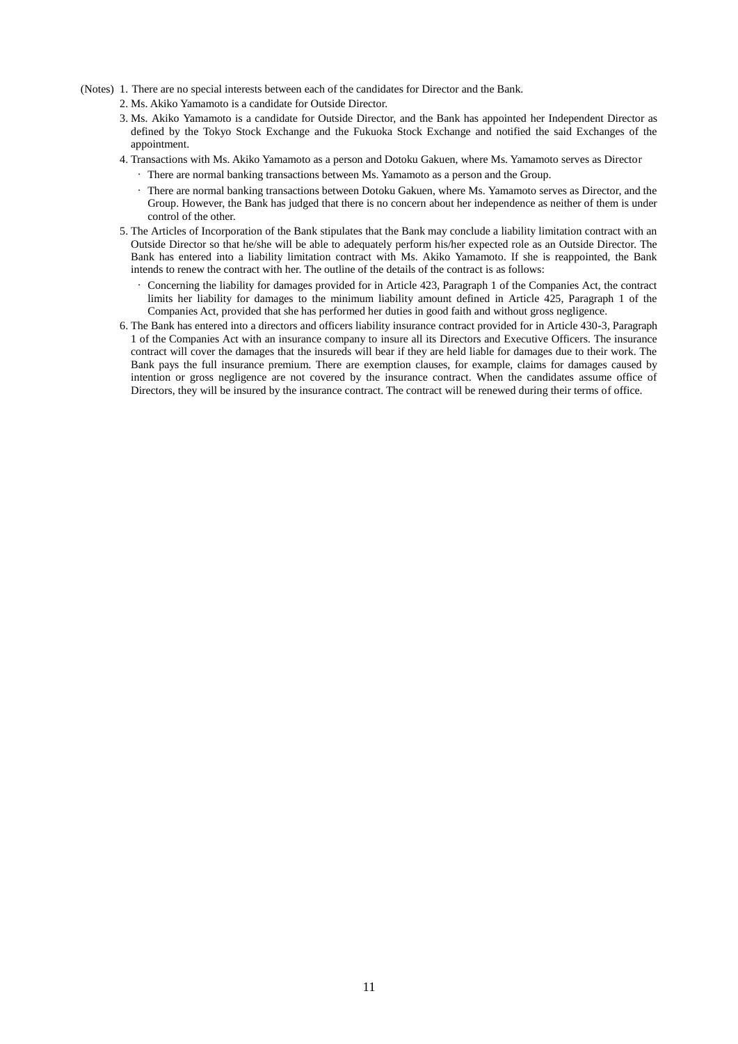(Notes) 1. There are no special interests between each of the candidates for Director and the Bank.

2. Ms. Akiko Yamamoto is a candidate for Outside Director.

3. Ms. Akiko Yamamoto is a candidate for Outside Director, and the Bank has appointed her Independent Director as defined by the Tokyo Stock Exchange and the Fukuoka Stock Exchange and notified the said Exchanges of the appointment.

4. Transactions with Ms. Akiko Yamamoto as a person and Dotoku Gakuen, where Ms. Yamamoto serves as Director

   - There are normal banking transactions between Ms. Yamamoto as a person and the Group.
   - There are normal banking transactions between Dotoku Gakuen, where Ms. Yamamoto serves as Director, and the Group. However, the Bank has judged that there is no concern about her independence as neither of them is under control of the other.

5. The Articles of Incorporation of the Bank stipulates that the Bank may conclude a liability limitation contract with an Outside Director so that he/she will be able to adequately perform his/her expected role as an Outside Director. The Bank has entered into a liability limitation contract with Ms. Akiko Yamamoto. If she is reappointed, the Bank intends to renew the contract with her. The outline of the details of the contract is as follows:

   - Concerning the liability for damages provided for in Article 423, Paragraph 1 of the Companies Act, the contract limits her liability for damages to the minimum liability amount defined in Article 425, Paragraph 1 of the Companies Act, provided that she has performed her duties in good faith and without gross negligence.

6. The Bank has entered into a directors and officers liability insurance contract provided for in Article 430-3, Paragraph 1 of the Companies Act with an insurance company to insure all its Directors and Executive Officers. The insurance contract will cover the damages that the insureds will bear if they are held liable for damages due to their work. The Bank pays the full insurance premium. There are exemption clauses, for example, claims for damages caused by intention or gross negligence are not covered by the insurance contract. When the candidates assume office of Directors, they will be insured by the insurance contract. The contract will be renewed during their terms of office.